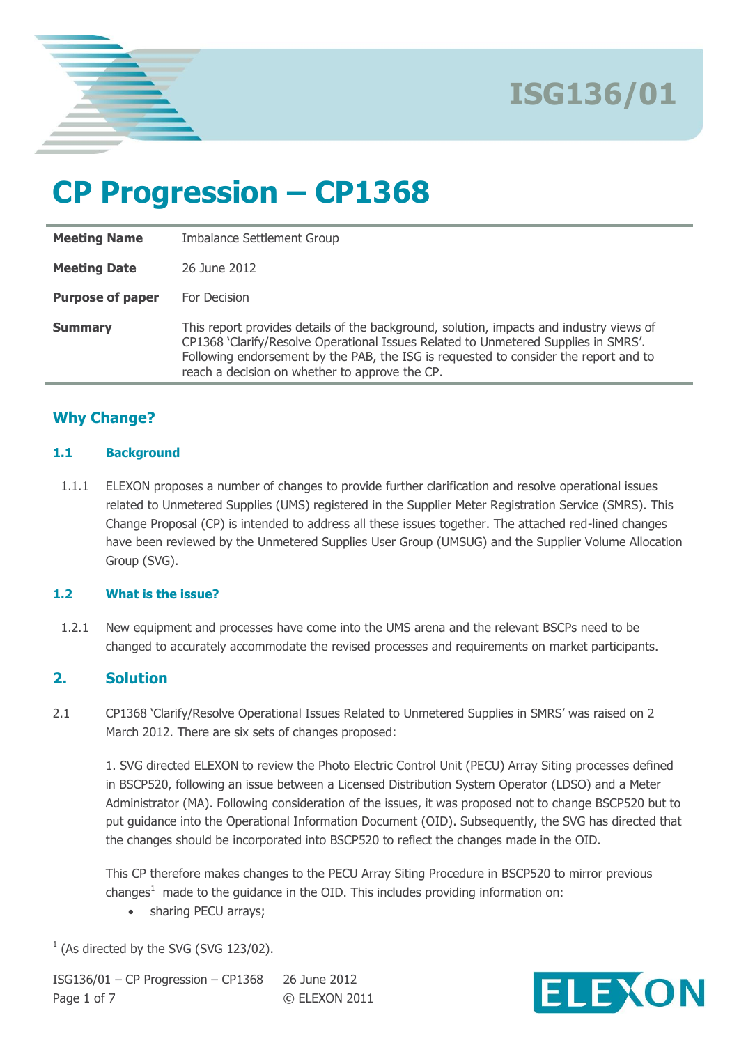ISG136/01

# CP Progression – CP1368

| | |
|---|---|
| **Meeting Name** | Imbalance Settlement Group |
| **Meeting Date** | 26 June 2012 |
| **Purpose of paper** | For Decision |
| **Summary** | This report provides details of the background, solution, impacts and industry views of CP1368 'Clarify/Resolve Operational Issues Related to Unmetered Supplies in SMRS'. Following endorsement by the PAB, the ISG is requested to consider the report and to reach a decision on whether to approve the CP. |

## Why Change?

### 1.1 Background

1.1.1 ELEXON proposes a number of changes to provide further clarification and resolve operational issues related to Unmetered Supplies (UMS) registered in the Supplier Meter Registration Service (SMRS). This Change Proposal (CP) is intended to address all these issues together. The attached red-lined changes have been reviewed by the Unmetered Supplies User Group (UMSUG) and the Supplier Volume Allocation Group (SVG).

### 1.2 What is the issue?

1.2.1 New equipment and processes have come into the UMS arena and the relevant BSCPs need to be changed to accurately accommodate the revised processes and requirements on market participants.

## 2. Solution

2.1 CP1368 'Clarify/Resolve Operational Issues Related to Unmetered Supplies in SMRS' was raised on 2 March 2012. There are six sets of changes proposed:

1. SVG directed ELEXON to review the Photo Electric Control Unit (PECU) Array Siting processes defined in BSCP520, following an issue between a Licensed Distribution System Operator (LDSO) and a Meter Administrator (MA). Following consideration of the issues, it was proposed not to change BSCP520 but to put guidance into the Operational Information Document (OID). Subsequently, the SVG has directed that the changes should be incorporated into BSCP520 to reflect the changes made in the OID.

This CP therefore makes changes to the PECU Array Siting Procedure in BSCP520 to mirror previous changes[1] made to the guidance in the OID. This includes providing information on:

- sharing PECU arrays;

[1] (As directed by the SVG (SVG 123/02).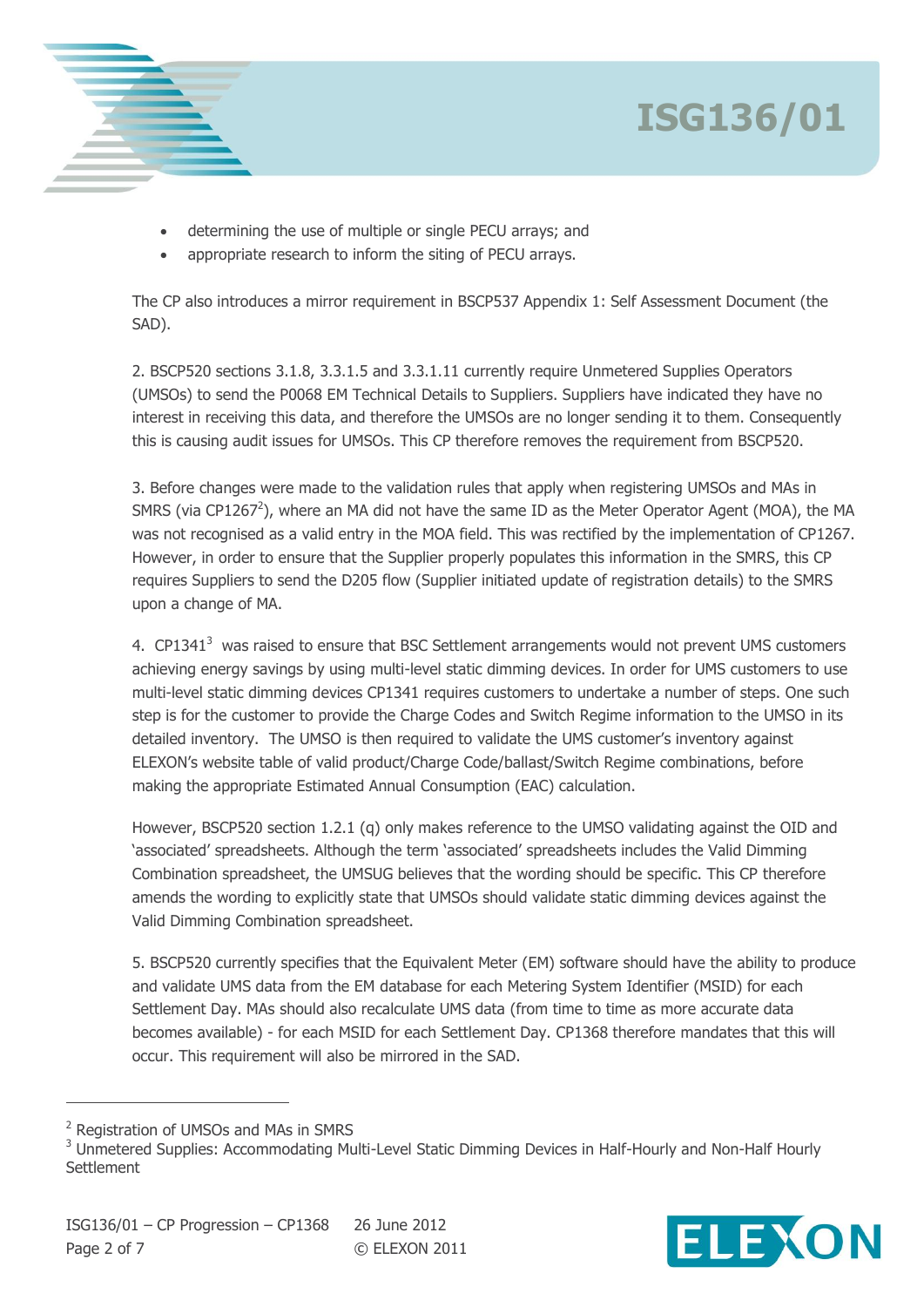- determining the use of multiple or single PECU arrays; and
- appropriate research to inform the siting of PECU arrays.

The CP also introduces a mirror requirement in BSCP537 Appendix 1: Self Assessment Document (the SAD).

2. BSCP520 sections 3.1.8, 3.3.1.5 and 3.3.1.11 currently require Unmetered Supplies Operators (UMSOs) to send the P0068 EM Technical Details to Suppliers. Suppliers have indicated they have no interest in receiving this data, and therefore the UMSOs are no longer sending it to them. Consequently this is causing audit issues for UMSOs. This CP therefore removes the requirement from BSCP520.

3. Before changes were made to the validation rules that apply when registering UMSOs and MAs in SMRS (via CP1267[2]), where an MA did not have the same ID as the Meter Operator Agent (MOA), the MA was not recognised as a valid entry in the MOA field. This was rectified by the implementation of CP1267. However, in order to ensure that the Supplier properly populates this information in the SMRS, this CP requires Suppliers to send the D205 flow (Supplier initiated update of registration details) to the SMRS upon a change of MA.

4. CP1341[3] was raised to ensure that BSC Settlement arrangements would not prevent UMS customers achieving energy savings by using multi-level static dimming devices. In order for UMS customers to use multi-level static dimming devices CP1341 requires customers to undertake a number of steps. One such step is for the customer to provide the Charge Codes and Switch Regime information to the UMSO in its detailed inventory. The UMSO is then required to validate the UMS customer's inventory against ELEXON's website table of valid product/Charge Code/ballast/Switch Regime combinations, before making the appropriate Estimated Annual Consumption (EAC) calculation.

However, BSCP520 section 1.2.1 (q) only makes reference to the UMSO validating against the OID and 'associated' spreadsheets. Although the term 'associated' spreadsheets includes the Valid Dimming Combination spreadsheet, the UMSUG believes that the wording should be specific. This CP therefore amends the wording to explicitly state that UMSOs should validate static dimming devices against the Valid Dimming Combination spreadsheet.

5. BSCP520 currently specifies that the Equivalent Meter (EM) software should have the ability to produce and validate UMS data from the EM database for each Metering System Identifier (MSID) for each Settlement Day. MAs should also recalculate UMS data (from time to time as more accurate data becomes available) - for each MSID for each Settlement Day. CP1368 therefore mandates that this will occur. This requirement will also be mirrored in the SAD.

---

[2] Registration of UMSOs and MAs in SMRS

[3] Unmetered Supplies: Accommodating Multi-Level Static Dimming Devices in Half-Hourly and Non-Half Hourly Settlement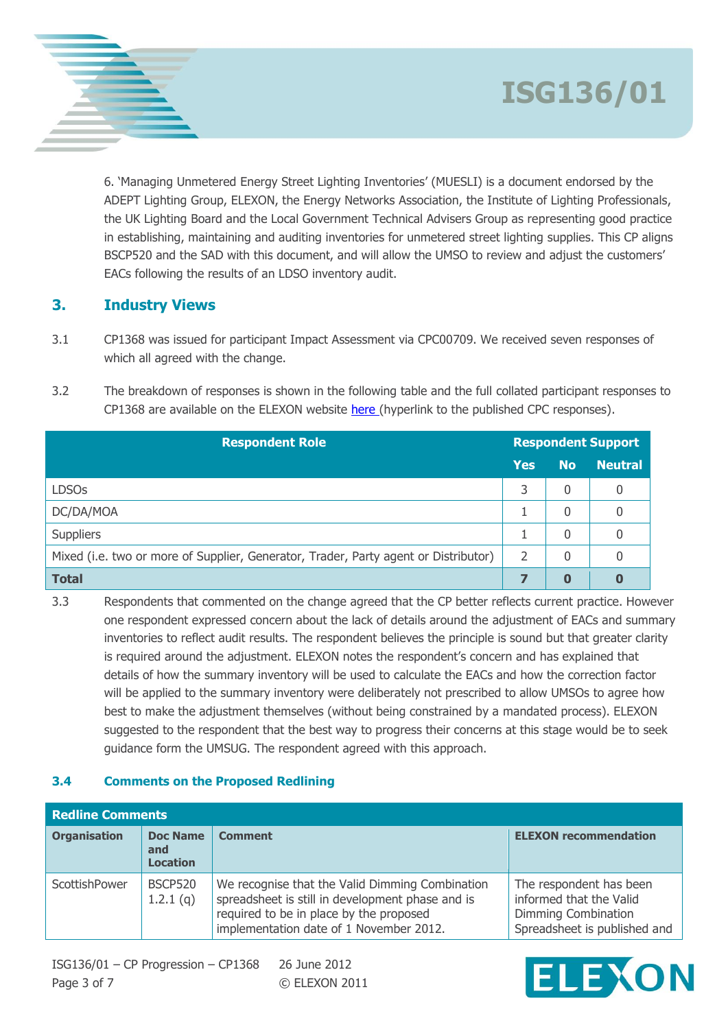6. 'Managing Unmetered Energy Street Lighting Inventories' (MUESLI) is a document endorsed by the ADEPT Lighting Group, ELEXON, the Energy Networks Association, the Institute of Lighting Professionals, the UK Lighting Board and the Local Government Technical Advisers Group as representing good practice in establishing, maintaining and auditing inventories for unmetered street lighting supplies. This CP aligns BSCP520 and the SAD with this document, and will allow the UMSO to review and adjust the customers' EACs following the results of an LDSO inventory audit.

## 3. Industry Views

3.1 CP1368 was issued for participant Impact Assessment via CPC00709. We received seven responses of which all agreed with the change.

3.2 The breakdown of responses is shown in the following table and the full collated participant responses to CP1368 are available on the ELEXON website here (hyperlink to the published CPC responses).

| Respondent Role | Respondent Support | | |
|---|---|---|---|
| | Yes | No | Neutral |
| LDSOs | 3 | 0 | 0 |
| DC/DA/MOA | 1 | 0 | 0 |
| Suppliers | 1 | 0 | 0 |
| Mixed (i.e. two or more of Supplier, Generator, Trader, Party agent or Distributor) | 2 | 0 | 0 |
| **Total** | **7** | **0** | **0** |

3.3 Respondents that commented on the change agreed that the CP better reflects current practice. However one respondent expressed concern about the lack of details around the adjustment of EACs and summary inventories to reflect audit results. The respondent believes the principle is sound but that greater clarity is required around the adjustment. ELEXON notes the respondent's concern and has explained that details of how the summary inventory will be used to calculate the EACs and how the correction factor will be applied to the summary inventory were deliberately not prescribed to allow UMSOs to agree how best to make the adjustment themselves (without being constrained by a mandated process). ELEXON suggested to the respondent that the best way to progress their concerns at this stage would be to seek guidance form the UMSUG. The respondent agreed with this approach.

### 3.4 Comments on the Proposed Redlining

| Redline Comments | | | |
|---|---|---|---|
| **Organisation** | **Doc Name and Location** | **Comment** | **ELEXON recommendation** |
| ScottishPower | BSCP520 1.2.1 (q) | We recognise that the Valid Dimming Combination spreadsheet is still in development phase and is required to be in place by the proposed implementation date of 1 November 2012. | The respondent has been informed that the Valid Dimming Combination Spreadsheet is published and |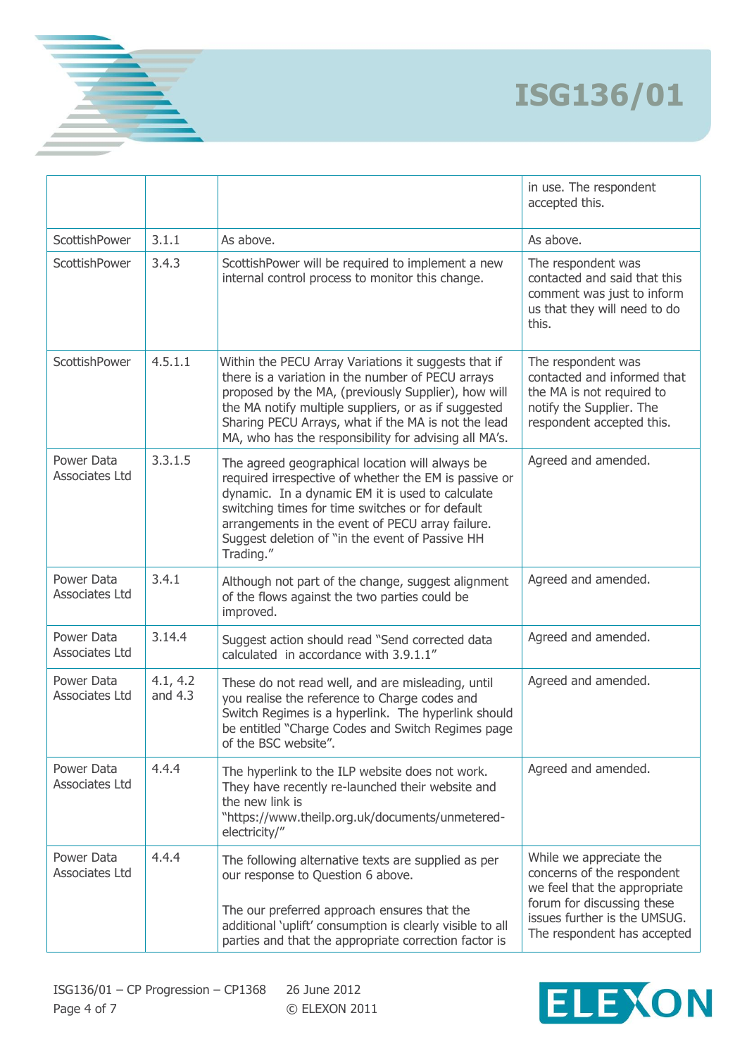| | | | |
|---|---|---|---|
| | | | in use. The respondent accepted this. |
| ScottishPower | 3.1.1 | As above. | As above. |
| ScottishPower | 3.4.3 | ScottishPower will be required to implement a new internal control process to monitor this change. | The respondent was contacted and said that this comment was just to inform us that they will need to do this. |
| ScottishPower | 4.5.1.1 | Within the PECU Array Variations it suggests that if there is a variation in the number of PECU arrays proposed by the MA, (previously Supplier), how will the MA notify multiple suppliers, or as if suggested Sharing PECU Arrays, what if the MA is not the lead MA, who has the responsibility for advising all MA's. | The respondent was contacted and informed that the MA is not required to notify the Supplier. The respondent accepted this. |
| Power Data Associates Ltd | 3.3.1.5 | The agreed geographical location will always be required irrespective of whether the EM is passive or dynamic. In a dynamic EM it is used to calculate switching times for time switches or for default arrangements in the event of PECU array failure. Suggest deletion of "in the event of Passive HH Trading." | Agreed and amended. |
| Power Data Associates Ltd | 3.4.1 | Although not part of the change, suggest alignment of the flows against the two parties could be improved. | Agreed and amended. |
| Power Data Associates Ltd | 3.14.4 | Suggest action should read "Send corrected data calculated in accordance with 3.9.1.1" | Agreed and amended. |
| Power Data Associates Ltd | 4.1, 4.2 and 4.3 | These do not read well, and are misleading, until you realise the reference to Charge codes and Switch Regimes is a hyperlink. The hyperlink should be entitled "Charge Codes and Switch Regimes page of the BSC website". | Agreed and amended. |
| Power Data Associates Ltd | 4.4.4 | The hyperlink to the ILP website does not work. They have recently re-launched their website and the new link is "https://www.theilp.org.uk/documents/unmetered-electricity/" | Agreed and amended. |
| Power Data Associates Ltd | 4.4.4 | The following alternative texts are supplied as per our response to Question 6 above.<br><br>The our preferred approach ensures that the additional 'uplift' consumption is clearly visible to all parties and that the appropriate correction factor is | While we appreciate the concerns of the respondent we feel that the appropriate forum for discussing these issues further is the UMSUG. The respondent has accepted |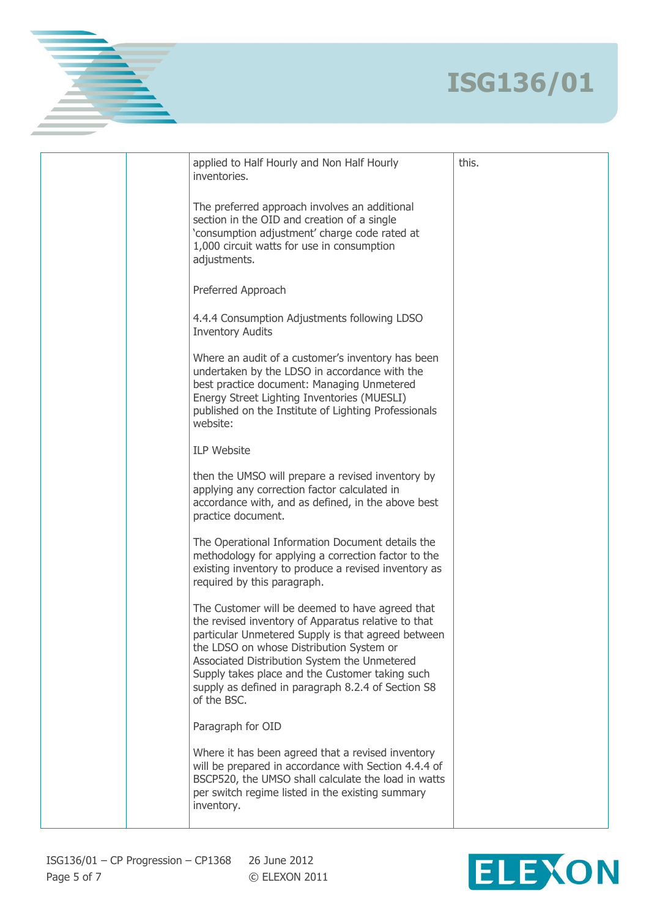| | | | |
|---|---|---|---|
| | | applied to Half Hourly and Non Half Hourly inventories.<br><br>The preferred approach involves an additional section in the OID and creation of a single 'consumption adjustment' charge code rated at 1,000 circuit watts for use in consumption adjustments.<br><br>Preferred Approach<br><br>4.4.4 Consumption Adjustments following LDSO Inventory Audits<br><br>Where an audit of a customer's inventory has been undertaken by the LDSO in accordance with the best practice document: Managing Unmetered Energy Street Lighting Inventories (MUESLI) published on the Institute of Lighting Professionals website:<br><br>ILP Website<br><br>then the UMSO will prepare a revised inventory by applying any correction factor calculated in accordance with, and as defined, in the above best practice document.<br><br>The Operational Information Document details the methodology for applying a correction factor to the existing inventory to produce a revised inventory as required by this paragraph.<br><br>The Customer will be deemed to have agreed that the revised inventory of Apparatus relative to that particular Unmetered Supply is that agreed between the LDSO on whose Distribution System or Associated Distribution System the Unmetered Supply takes place and the Customer taking such supply as defined in paragraph 8.2.4 of Section S8 of the BSC.<br><br>Paragraph for OID<br><br>Where it has been agreed that a revised inventory will be prepared in accordance with Section 4.4.4 of BSCP520, the UMSO shall calculate the load in watts per switch regime listed in the existing summary inventory. | this. |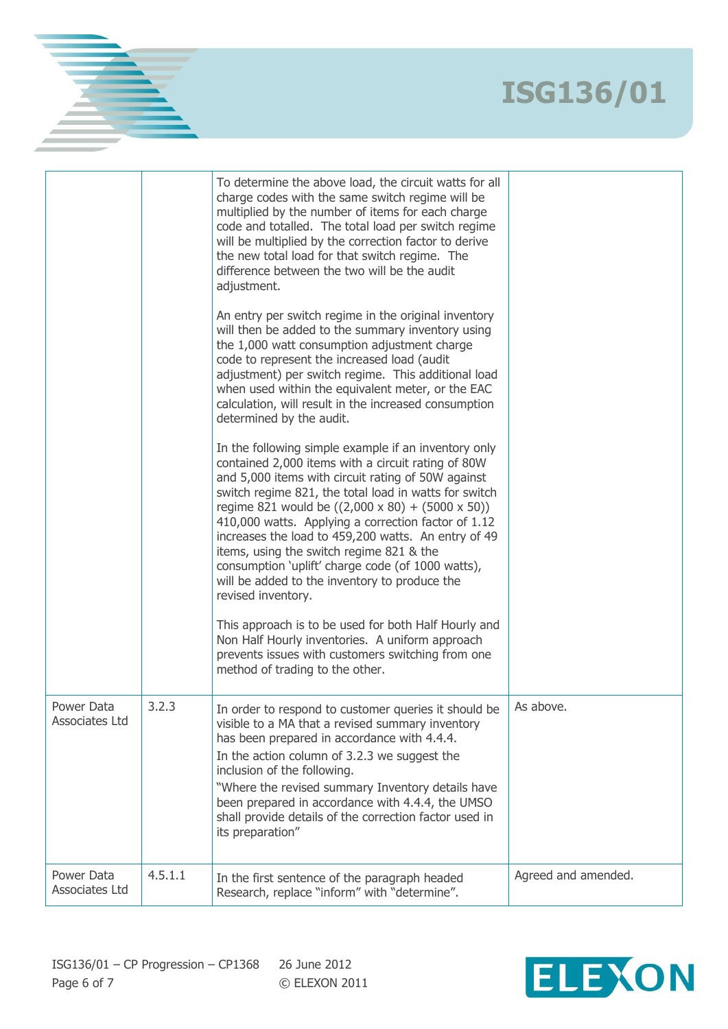| | | | |
|---|---|---|---|
| | | To determine the above load, the circuit watts for all charge codes with the same switch regime will be multiplied by the number of items for each charge code and totalled. The total load per switch regime will be multiplied by the correction factor to derive the new total load for that switch regime. The difference between the two will be the audit adjustment.<br><br>An entry per switch regime in the original inventory will then be added to the summary inventory using the 1,000 watt consumption adjustment charge code to represent the increased load (audit adjustment) per switch regime. This additional load when used within the equivalent meter, or the EAC calculation, will result in the increased consumption determined by the audit.<br><br>In the following simple example if an inventory only contained 2,000 items with a circuit rating of 80W and 5,000 items with circuit rating of 50W against switch regime 821, the total load in watts for switch regime 821 would be ((2,000 x 80) + (5000 x 50)) 410,000 watts. Applying a correction factor of 1.12 increases the load to 459,200 watts. An entry of 49 items, using the switch regime 821 & the consumption 'uplift' charge code (of 1000 watts), will be added to the inventory to produce the revised inventory.<br><br>This approach is to be used for both Half Hourly and Non Half Hourly inventories. A uniform approach prevents issues with customers switching from one method of trading to the other. | |
| Power Data Associates Ltd | 3.2.3 | In order to respond to customer queries it should be visible to a MA that a revised summary inventory has been prepared in accordance with 4.4.4.<br>In the action column of 3.2.3 we suggest the inclusion of the following.<br>"Where the revised summary Inventory details have been prepared in accordance with 4.4.4, the UMSO shall provide details of the correction factor used in its preparation" | As above. |
| Power Data Associates Ltd | 4.5.1.1 | In the first sentence of the paragraph headed Research, replace "inform" with "determine". | Agreed and amended. |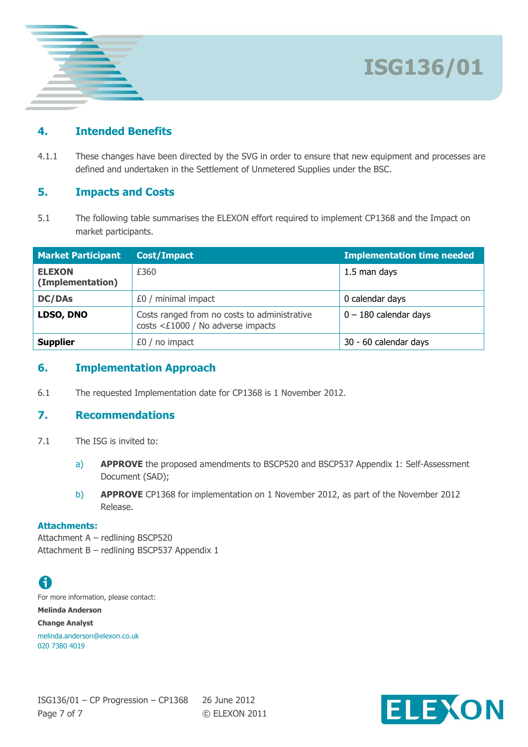## 4. Intended Benefits

4.1.1 These changes have been directed by the SVG in order to ensure that new equipment and processes are defined and undertaken in the Settlement of Unmetered Supplies under the BSC.

## 5. Impacts and Costs

5.1 The following table summarises the ELEXON effort required to implement CP1368 and the Impact on market participants.

| Market Participant | Cost/Impact | Implementation time needed |
|---|---|---|
| **ELEXON (Implementation)** | £360 | 1.5 man days |
| **DC/DAs** | £0 / minimal impact | 0 calendar days |
| **LDSO, DNO** | Costs ranged from no costs to administrative costs <£1000 / No adverse impacts | 0 – 180 calendar days |
| **Supplier** | £0 / no impact | 30 - 60 calendar days |

## 6. Implementation Approach

6.1 The requested Implementation date for CP1368 is 1 November 2012.

## 7. Recommendations

7.1 The ISG is invited to:

a) **APPROVE** the proposed amendments to BSCP520 and BSCP537 Appendix 1: Self-Assessment Document (SAD);

b) **APPROVE** CP1368 for implementation on 1 November 2012, as part of the November 2012 Release.

**Attachments:**

Attachment A – redlining BSCP520

Attachment B – redlining BSCP537 Appendix 1

For more information, please contact:

**Melinda Anderson**

**Change Analyst**

melinda.anderson@elexon.co.uk

020 7380 4019